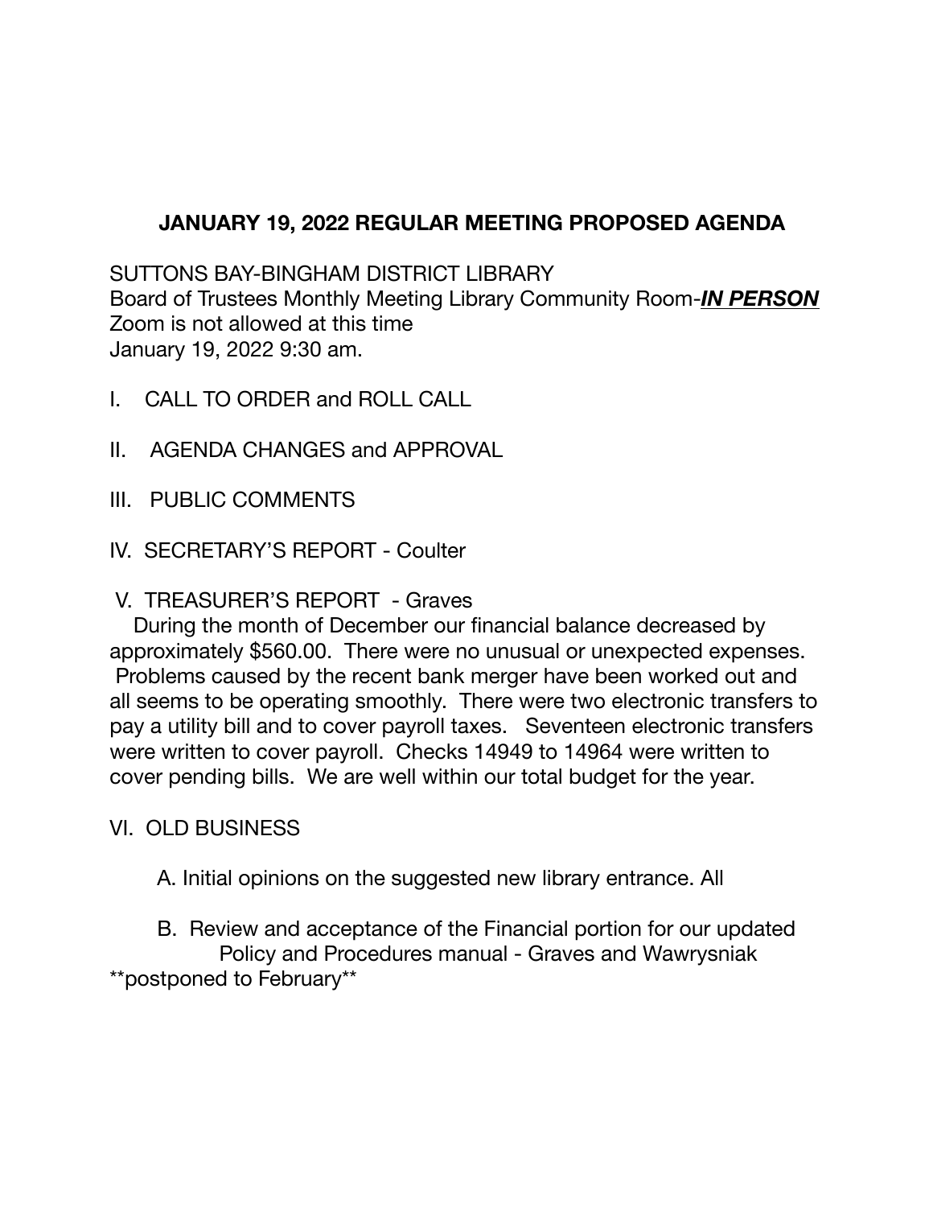# **JANUARY 19, 2022 REGULAR MEETING PROPOSED AGENDA**

SUTTONS BAY-BINGHAM DISTRICT LIBRARY
Board of Trustees Monthly Meeting Library Community Room-***IN PERSON***
Zoom is not allowed at this time
January 19, 2022 9:30 am.

I. CALL TO ORDER and ROLL CALL

II. AGENDA CHANGES and APPROVAL

III. PUBLIC COMMENTS

IV. SECRETARY'S REPORT - Coulter

V. TREASURER'S REPORT - Graves

During the month of December our financial balance decreased by approximately $560.00. There were no unusual or unexpected expenses. Problems caused by the recent bank merger have been worked out and all seems to be operating smoothly. There were two electronic transfers to pay a utility bill and to cover payroll taxes. Seventeen electronic transfers were written to cover payroll. Checks 14949 to 14964 were written to cover pending bills. We are well within our total budget for the year.

VI. OLD BUSINESS

A. Initial opinions on the suggested new library entrance. All

B. Review and acceptance of the Financial portion for our updated Policy and Procedures manual - Graves and Wawrysniak **postponed to February**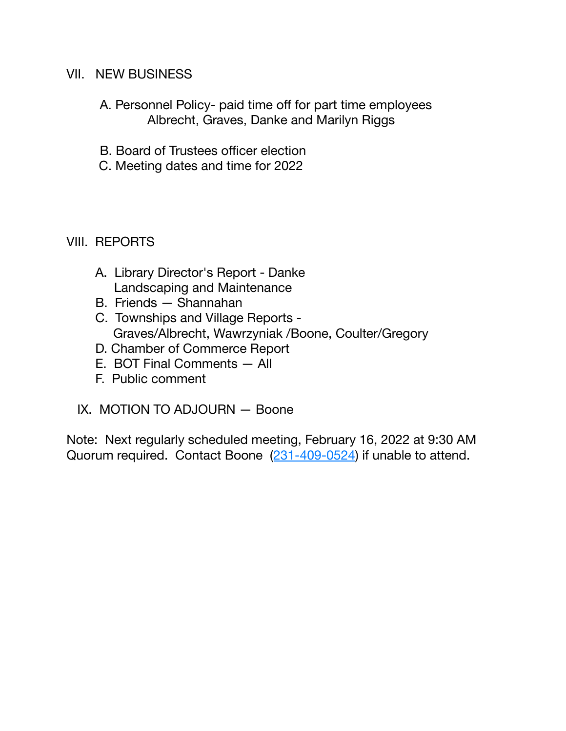VII. NEW BUSINESS

A. Personnel Policy- paid time off for part time employees
Albrecht, Graves, Danke and Marilyn Riggs

B. Board of Trustees officer election

C. Meeting dates and time for 2022

VIII. REPORTS

A. Library Director's Report - Danke
Landscaping and Maintenance

B. Friends — Shannahan

C. Townships and Village Reports -
Graves/Albrecht, Wawrzyniak /Boone, Coulter/Gregory

D. Chamber of Commerce Report

E. BOT Final Comments — All

F. Public comment

IX. MOTION TO ADJOURN — Boone

Note: Next regularly scheduled meeting, February 16, 2022 at 9:30 AM
Quorum required. Contact Boone (231-409-0524) if unable to attend.